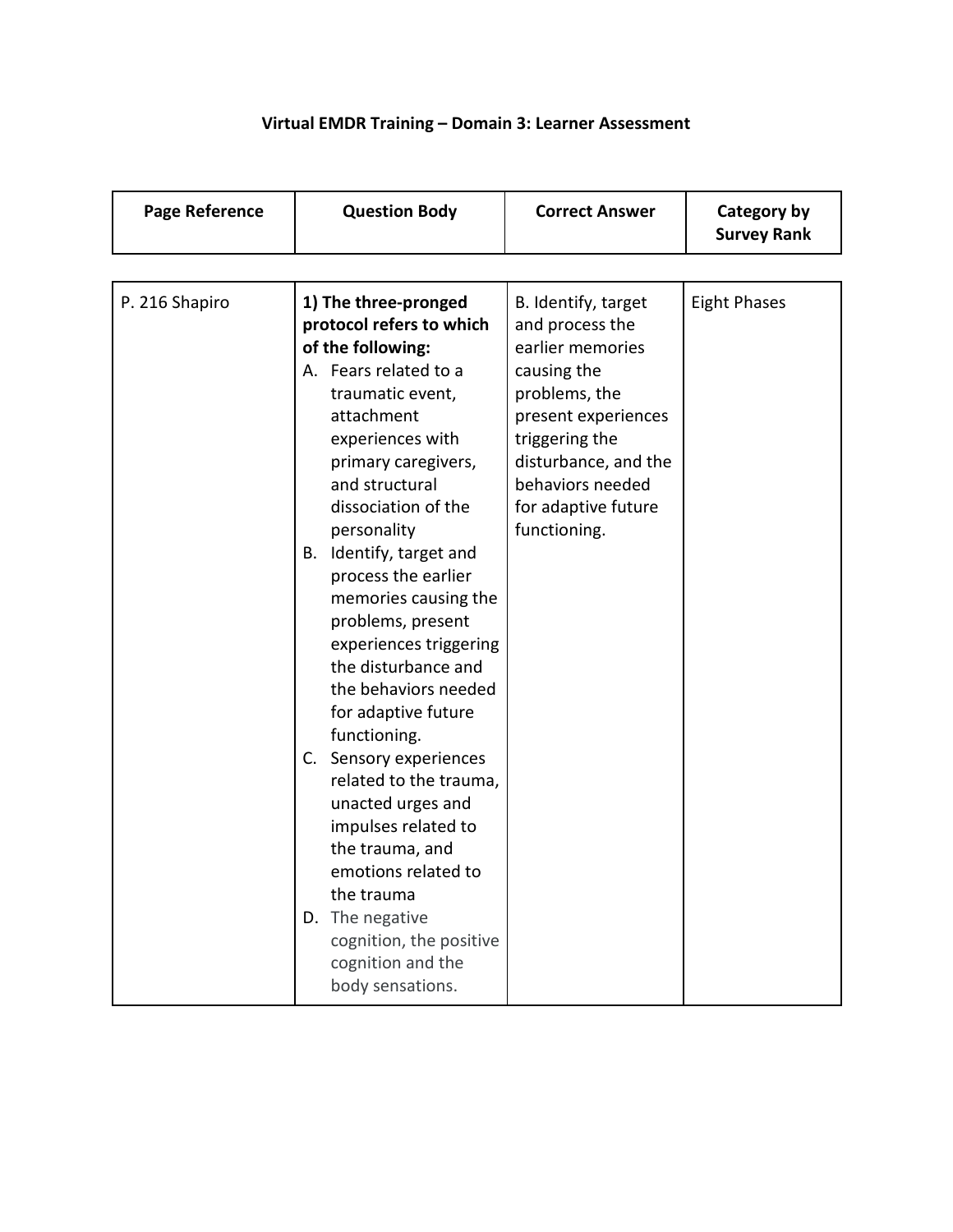# Virtual EMDR Training – Domain 3: Learner Assessment

| Page Reference | Question Body | Correct Answer | Category by Survey Rank |
|---|---|---|---|
| P. 216 Shapiro | **1) The three-pronged protocol refers to which of the following:**<br>A. Fears related to a traumatic event, attachment experiences with primary caregivers, and structural dissociation of the personality<br>B. Identify, target and process the earlier memories causing the problems, present experiences triggering the disturbance and the behaviors needed for adaptive future functioning.<br>C. Sensory experiences related to the trauma, unacted urges and impulses related to the trauma, and emotions related to the trauma<br>D. The negative cognition, the positive cognition and the body sensations. | B. Identify, target and process the earlier memories causing the problems, the present experiences triggering the disturbance, and the behaviors needed for adaptive future functioning. | Eight Phases |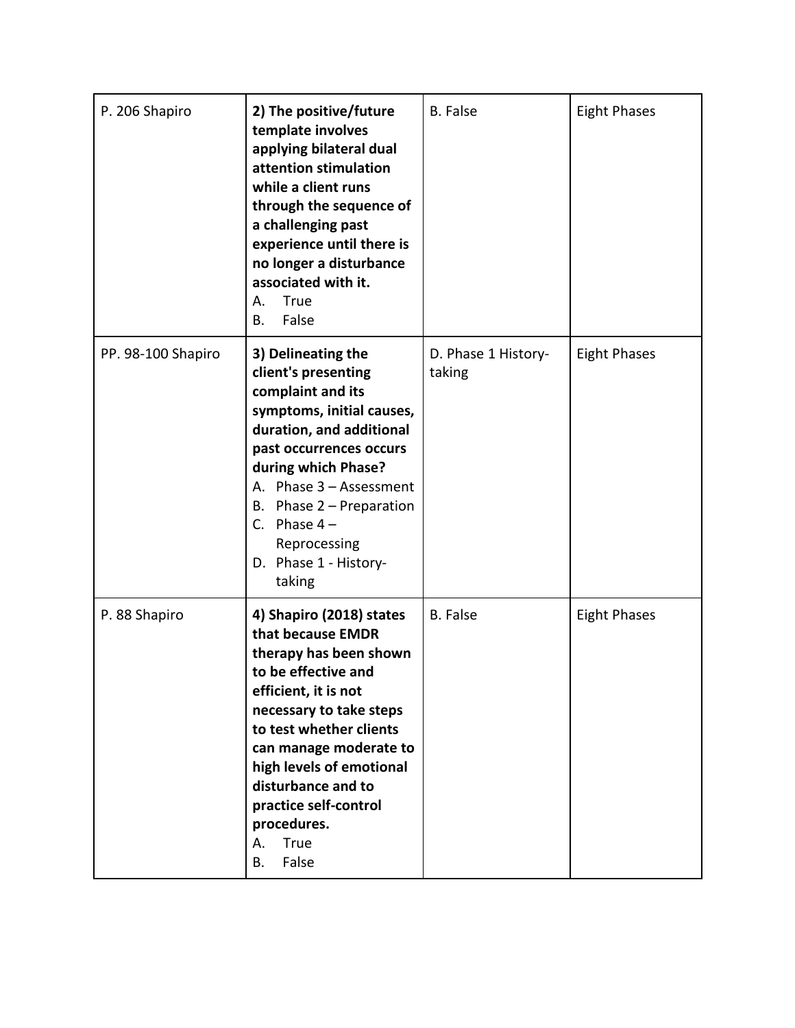| P. 206 Shapiro | **2) The positive/future template involves applying bilateral dual attention stimulation while a client runs through the sequence of a challenging past experience until there is no longer a disturbance associated with it.**<br>A. True<br>B. False | B. False | Eight Phases |
|---|---|---|---|
| PP. 98-100 Shapiro | **3) Delineating the client's presenting complaint and its symptoms, initial causes, duration, and additional past occurrences occurs during which Phase?**<br>A. Phase 3 – Assessment<br>B. Phase 2 – Preparation<br>C. Phase 4 – Reprocessing<br>D. Phase 1 - History-taking | D. Phase 1 History-taking | Eight Phases |
| P. 88 Shapiro | **4) Shapiro (2018) states that because EMDR therapy has been shown to be effective and efficient, it is not necessary to take steps to test whether clients can manage moderate to high levels of emotional disturbance and to practice self-control procedures.**<br>A. True<br>B. False | B. False | Eight Phases |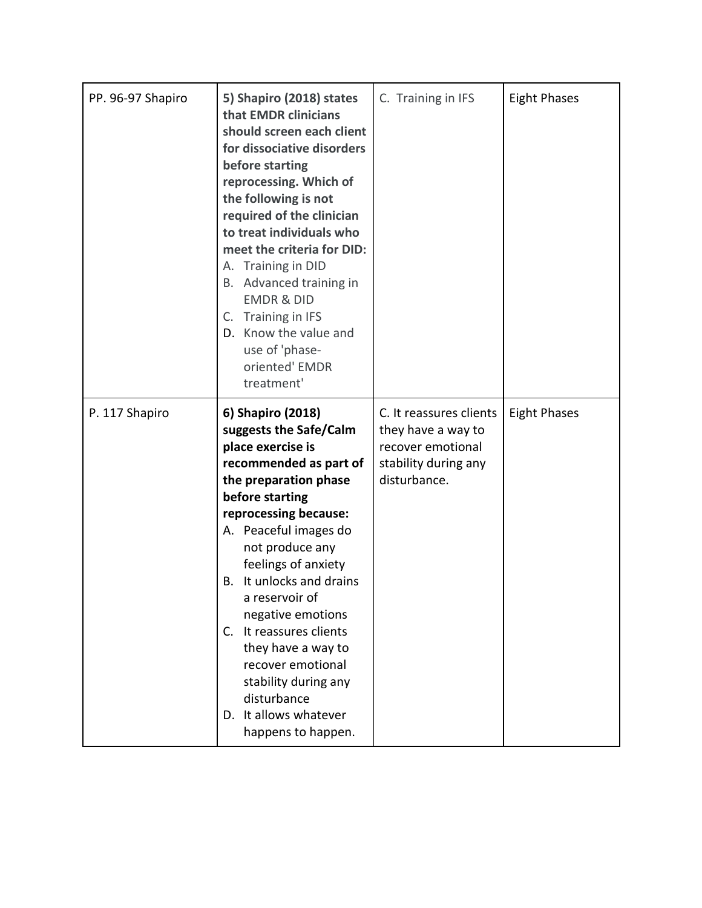| | | | |
|---|---|---|---|
| PP. 96-97 Shapiro | **5) Shapiro (2018) states that EMDR clinicians should screen each client for dissociative disorders before starting reprocessing. Which of the following is not required of the clinician to treat individuals who meet the criteria for DID:**<br>A. Training in DID<br>B. Advanced training in EMDR & DID<br>C. Training in IFS<br>D. Know the value and use of 'phase-oriented' EMDR treatment' | C. Training in IFS | Eight Phases |
| P. 117 Shapiro | **6) Shapiro (2018) suggests the Safe/Calm place exercise is recommended as part of the preparation phase before starting reprocessing because:**<br>A. Peaceful images do not produce any feelings of anxiety<br>B. It unlocks and drains a reservoir of negative emotions<br>C. It reassures clients they have a way to recover emotional stability during any disturbance<br>D. It allows whatever happens to happen. | C. It reassures clients they have a way to recover emotional stability during any disturbance. | Eight Phases |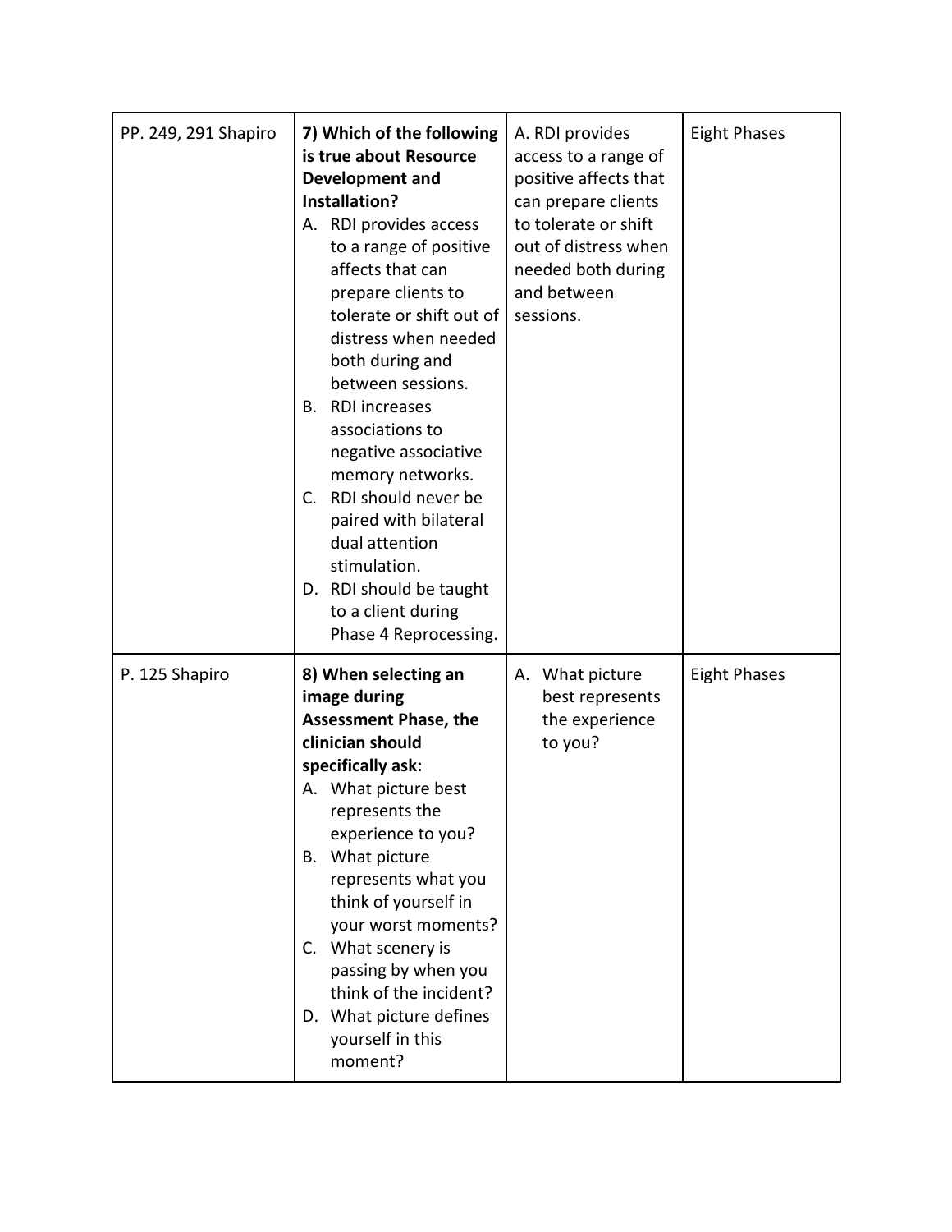| PP. 249, 291 Shapiro | **7) Which of the following is true about Resource Development and Installation?**<br>A. RDI provides access to a range of positive affects that can prepare clients to tolerate or shift out of distress when needed both during and between sessions.<br>B. RDI increases associations to negative associative memory networks.<br>C. RDI should never be paired with bilateral dual attention stimulation.<br>D. RDI should be taught to a client during Phase 4 Reprocessing. | A. RDI provides access to a range of positive affects that can prepare clients to tolerate or shift out of distress when needed both during and between sessions. | Eight Phases |
|---|---|---|---|
| P. 125 Shapiro | **8) When selecting an image during Assessment Phase, the clinician should specifically ask:**<br>A. What picture best represents the experience to you?<br>B. What picture represents what you think of yourself in your worst moments?<br>C. What scenery is passing by when you think of the incident?<br>D. What picture defines yourself in this moment? | A. What picture best represents the experience to you? | Eight Phases |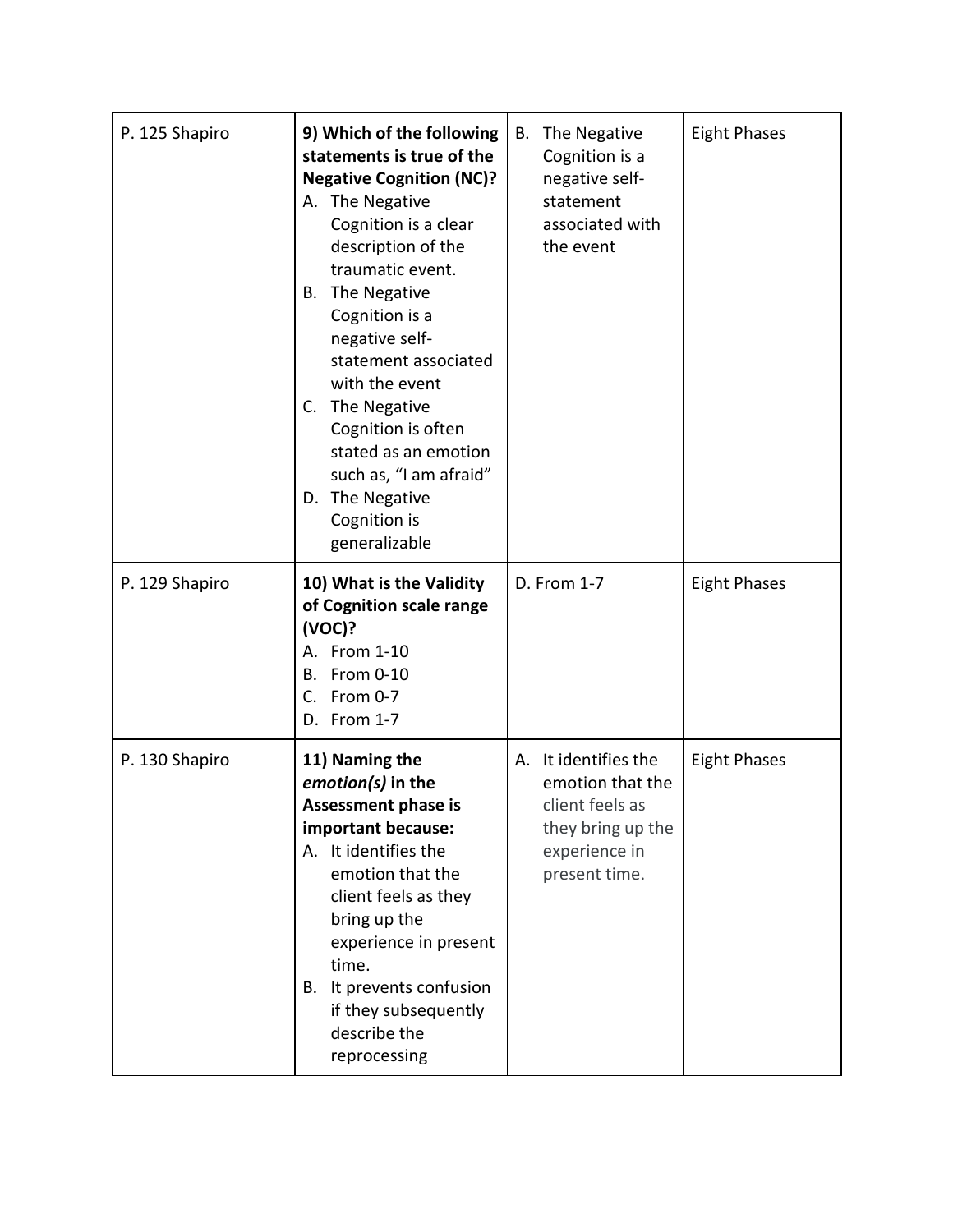| P. 125 Shapiro | **9) Which of the following statements is true of the Negative Cognition (NC)?**<br>A. The Negative Cognition is a clear description of the traumatic event.<br>B. The Negative Cognition is a negative self-statement associated with the event<br>C. The Negative Cognition is often stated as an emotion such as, "I am afraid"<br>D. The Negative Cognition is generalizable | B. The Negative Cognition is a negative self-statement associated with the event | Eight Phases |
|---|---|---|---|
| P. 129 Shapiro | **10) What is the Validity of Cognition scale range (VOC)?**<br>A. From 1-10<br>B. From 0-10<br>C. From 0-7<br>D. From 1-7 | D. From 1-7 | Eight Phases |
| P. 130 Shapiro | **11) Naming the *emotion(s)* in the Assessment phase is important because:**<br>A. It identifies the emotion that the client feels as they bring up the experience in present time.<br>B. It prevents confusion if they subsequently describe the reprocessing | A. It identifies the emotion that the client feels as they bring up the experience in present time. | Eight Phases |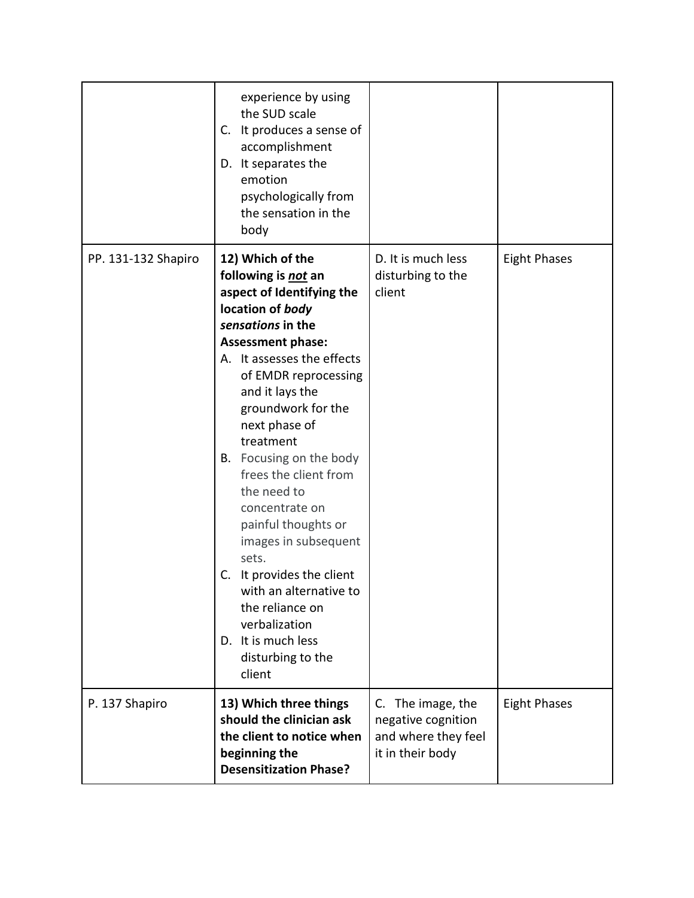| | | | |
|---|---|---|---|
| | experience by using the SUD scale<br>C. It produces a sense of accomplishment<br>D. It separates the emotion psychologically from the sensation in the body | | |
| PP. 131-132 Shapiro | **12) Which of the following is *not* an aspect of Identifying the location of *body sensations* in the Assessment phase:**<br>A. It assesses the effects of EMDR reprocessing and it lays the groundwork for the next phase of treatment<br>B. Focusing on the body frees the client from the need to concentrate on painful thoughts or images in subsequent sets.<br>C. It provides the client with an alternative to the reliance on verbalization<br>D. It is much less disturbing to the client | D. It is much less disturbing to the client | Eight Phases |
| P. 137 Shapiro | **13) Which three things should the clinician ask the client to notice when beginning the Desensitization Phase?** | C. The image, the negative cognition and where they feel it in their body | Eight Phases |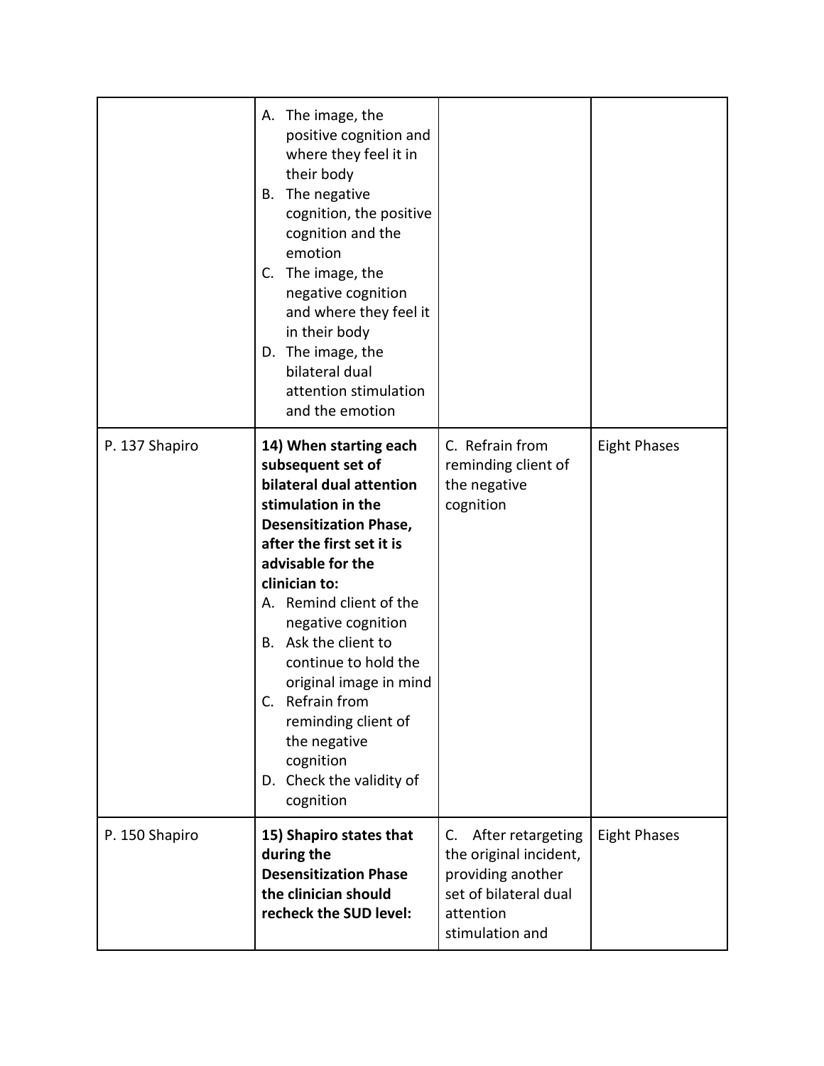| | | | |
|---|---|---|---|
| | A. The image, the positive cognition and where they feel it in their body<br>B. The negative cognition, the positive cognition and the emotion<br>C. The image, the negative cognition and where they feel it in their body<br>D. The image, the bilateral dual attention stimulation and the emotion | | |
| P. 137 Shapiro | **14) When starting each subsequent set of bilateral dual attention stimulation in the Desensitization Phase, after the first set it is advisable for the clinician to:**<br>A. Remind client of the negative cognition<br>B. Ask the client to continue to hold the original image in mind<br>C. Refrain from reminding client of the negative cognition<br>D. Check the validity of cognition | C. Refrain from reminding client of the negative cognition | Eight Phases |
| P. 150 Shapiro | **15) Shapiro states that during the Desensitization Phase the clinician should recheck the SUD level:** | C. After retargeting the original incident, providing another set of bilateral dual attention stimulation and | Eight Phases |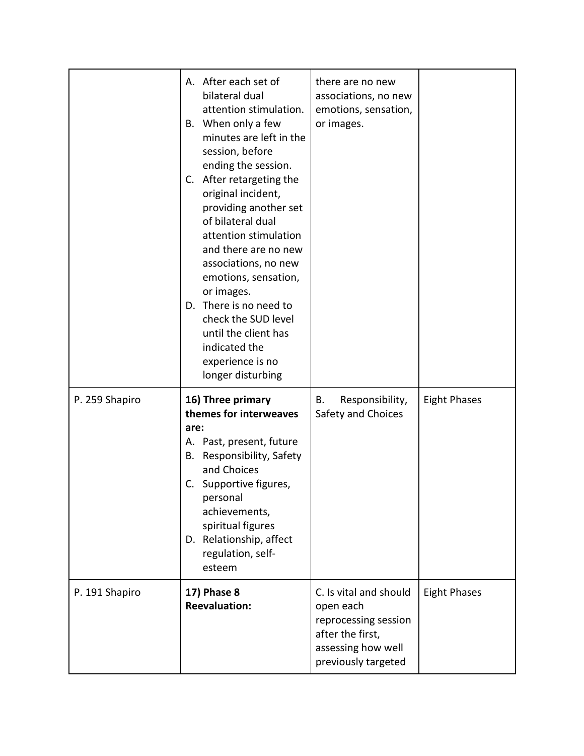| | | | |
|---|---|---|---|
| | A. After each set of bilateral dual attention stimulation.<br>B. When only a few minutes are left in the session, before ending the session.<br>C. After retargeting the original incident, providing another set of bilateral dual attention stimulation and there are no new associations, no new emotions, sensation, or images.<br>D. There is no need to check the SUD level until the client has indicated the experience is no longer disturbing | there are no new associations, no new emotions, sensation, or images. | |
| P. 259 Shapiro | **16) Three primary themes for interweaves are:**<br>A. Past, present, future<br>B. Responsibility, Safety and Choices<br>C. Supportive figures, personal achievements, spiritual figures<br>D. Relationship, affect regulation, self-esteem | B. Responsibility, Safety and Choices | Eight Phases |
| P. 191 Shapiro | **17) Phase 8 Reevaluation:** | C. Is vital and should open each reprocessing session after the first, assessing how well previously targeted | Eight Phases |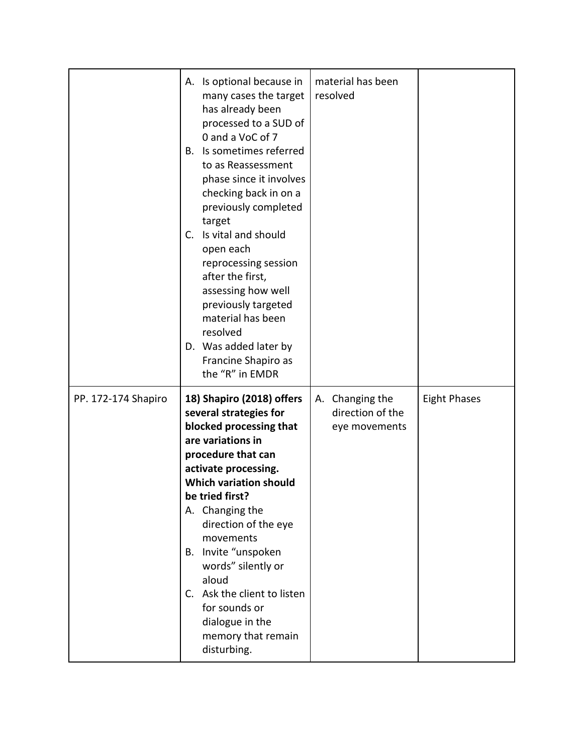| | | | |
|---|---|---|---|
| | A. Is optional because in many cases the target has already been processed to a SUD of 0 and a VoC of 7<br>B. Is sometimes referred to as Reassessment phase since it involves checking back in on a previously completed target<br>C. Is vital and should open each reprocessing session after the first, assessing how well previously targeted material has been resolved<br>D. Was added later by Francine Shapiro as the "R" in EMDR | material has been resolved | |
| PP. 172-174 Shapiro | **18) Shapiro (2018) offers several strategies for blocked processing that are variations in procedure that can activate processing. Which variation should be tried first?**<br>A. Changing the direction of the eye movements<br>B. Invite "unspoken words" silently or aloud<br>C. Ask the client to listen for sounds or dialogue in the memory that remain disturbing. | A. Changing the direction of the eye movements | Eight Phases |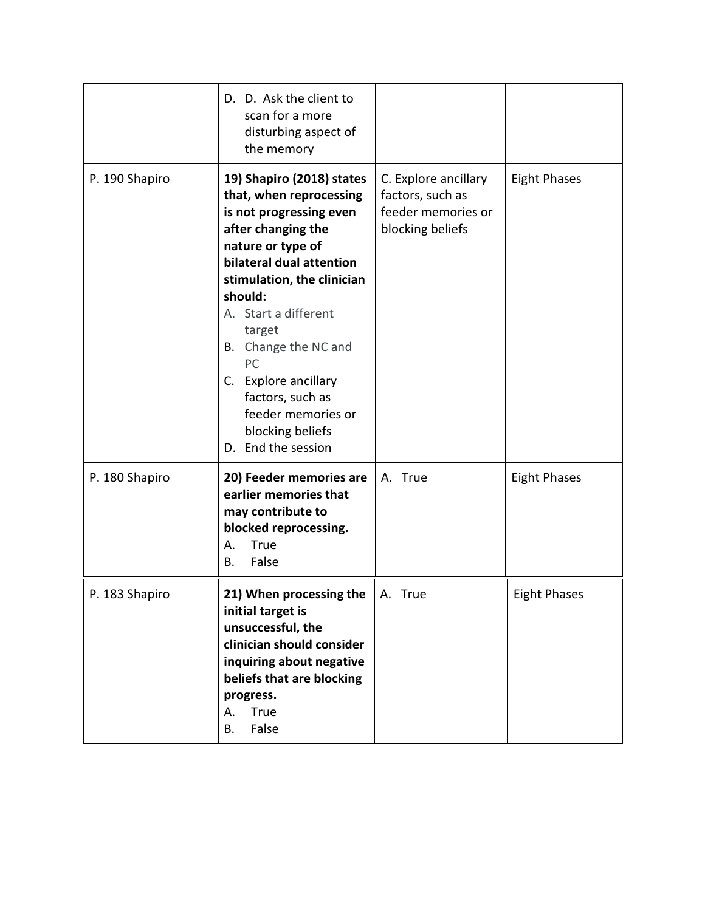| | | | |
|---|---|---|---|
| | D. D. Ask the client to scan for a more disturbing aspect of the memory | | |
| P. 190 Shapiro | **19) Shapiro (2018) states that, when reprocessing is not progressing even after changing the nature or type of bilateral dual attention stimulation, the clinician should:**<br>A. Start a different target<br>B. Change the NC and PC<br>C. Explore ancillary factors, such as feeder memories or blocking beliefs<br>D. End the session | C. Explore ancillary factors, such as feeder memories or blocking beliefs | Eight Phases |
| P. 180 Shapiro | **20) Feeder memories are earlier memories that may contribute to blocked reprocessing.**<br>A. True<br>B. False | A. True | Eight Phases |
| P. 183 Shapiro | **21) When processing the initial target is unsuccessful, the clinician should consider inquiring about negative beliefs that are blocking progress.**<br>A. True<br>B. False | A. True | Eight Phases |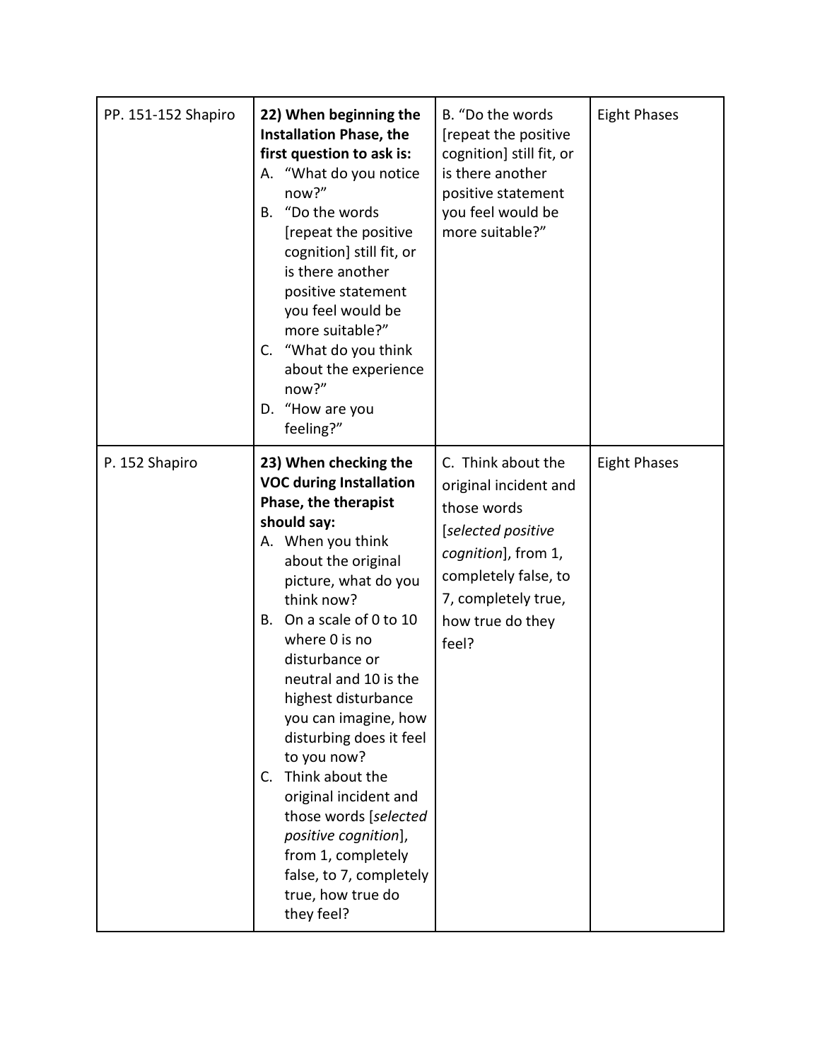| | | | |
|---|---|---|---|
| PP. 151-152 Shapiro | **22) When beginning the Installation Phase, the first question to ask is:**<br>A. "What do you notice now?"<br>B. "Do the words [repeat the positive cognition] still fit, or is there another positive statement you feel would be more suitable?"<br>C. "What do you think about the experience now?"<br>D. "How are you feeling?" | B. "Do the words [repeat the positive cognition] still fit, or is there another positive statement you feel would be more suitable?" | Eight Phases |
| P. 152 Shapiro | **23) When checking the VOC during Installation Phase, the therapist should say:**<br>A. When you think about the original picture, what do you think now?<br>B. On a scale of 0 to 10 where 0 is no disturbance or neutral and 10 is the highest disturbance you can imagine, how disturbing does it feel to you now?<br>C. Think about the original incident and those words [*selected positive cognition*], from 1, completely false, to 7, completely true, how true do they feel? | C. Think about the original incident and those words [*selected positive cognition*], from 1, completely false, to 7, completely true, how true do they feel? | Eight Phases |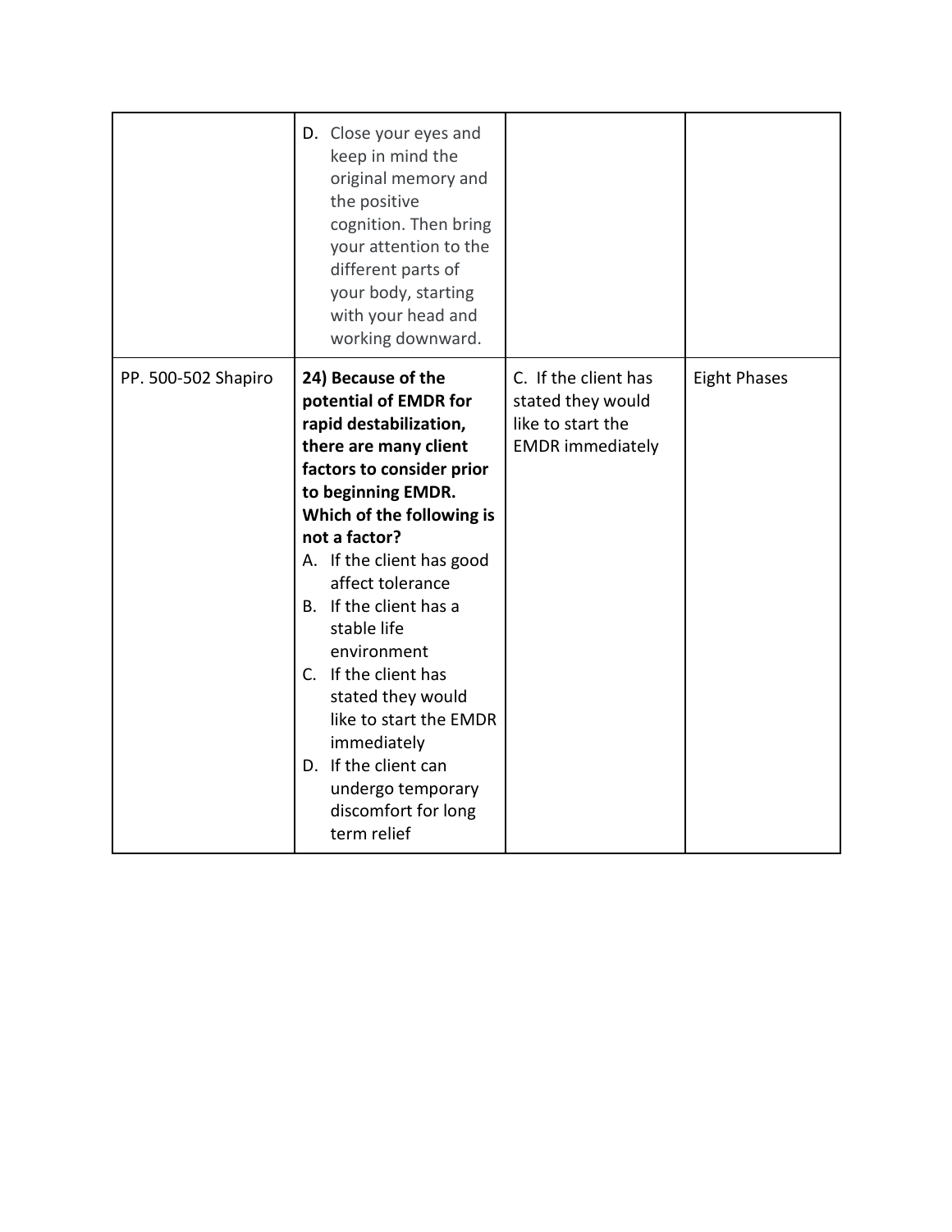| | | | |
|---|---|---|---|
| | D. Close your eyes and keep in mind the original memory and the positive cognition. Then bring your attention to the different parts of your body, starting with your head and working downward. | | |
| PP. 500-502 Shapiro | **24) Because of the potential of EMDR for rapid destabilization, there are many client factors to consider prior to beginning EMDR. Which of the following is not a factor?**<br>A. If the client has good affect tolerance<br>B. If the client has a stable life environment<br>C. If the client has stated they would like to start the EMDR immediately<br>D. If the client can undergo temporary discomfort for long term relief | C. If the client has stated they would like to start the EMDR immediately | Eight Phases |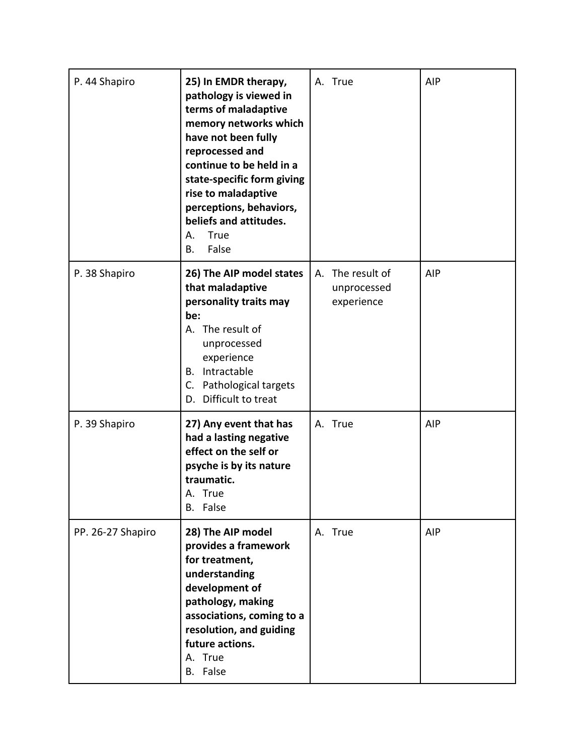| P. 44 Shapiro | **25) In EMDR therapy, pathology is viewed in terms of maladaptive memory networks which have not been fully reprocessed and continue to be held in a state-specific form giving rise to maladaptive perceptions, behaviors, beliefs and attitudes.**<br>A. True<br>B. False | A. True | AIP |
|---|---|---|---|
| P. 38 Shapiro | **26) The AIP model states that maladaptive personality traits may be:**<br>A. The result of unprocessed experience<br>B. Intractable<br>C. Pathological targets<br>D. Difficult to treat | A. The result of unprocessed experience | AIP |
| P. 39 Shapiro | **27) Any event that has had a lasting negative effect on the self or psyche is by its nature traumatic.**<br>A. True<br>B. False | A. True | AIP |
| PP. 26-27 Shapiro | **28) The AIP model provides a framework for treatment, understanding development of pathology, making associations, coming to a resolution, and guiding future actions.**<br>A. True<br>B. False | A. True | AIP |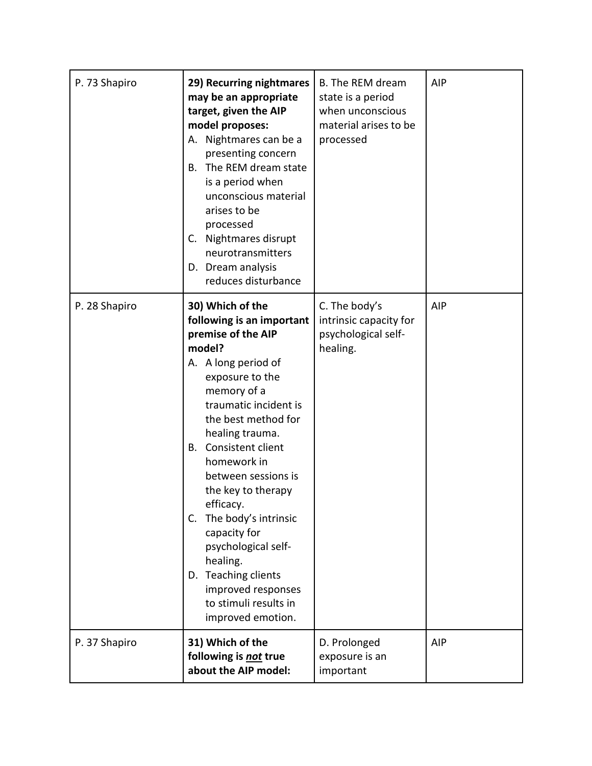| P. 73 Shapiro | **29) Recurring nightmares may be an appropriate target, given the AIP model proposes:**<br>A. Nightmares can be a presenting concern<br>B. The REM dream state is a period when unconscious material arises to be processed<br>C. Nightmares disrupt neurotransmitters<br>D. Dream analysis reduces disturbance | B. The REM dream state is a period when unconscious material arises to be processed | AIP |
|---|---|---|---|
| P. 28 Shapiro | **30) Which of the following is an important premise of the AIP model?**<br>A. A long period of exposure to the memory of a traumatic incident is the best method for healing trauma.<br>B. Consistent client homework in between sessions is the key to therapy efficacy.<br>C. The body's intrinsic capacity for psychological self-healing.<br>D. Teaching clients improved responses to stimuli results in improved emotion. | C. The body's intrinsic capacity for psychological self-healing. | AIP |
| P. 37 Shapiro | **31) Which of the following is *<u>not</u>* true about the AIP model:** | D. Prolonged exposure is an important | AIP |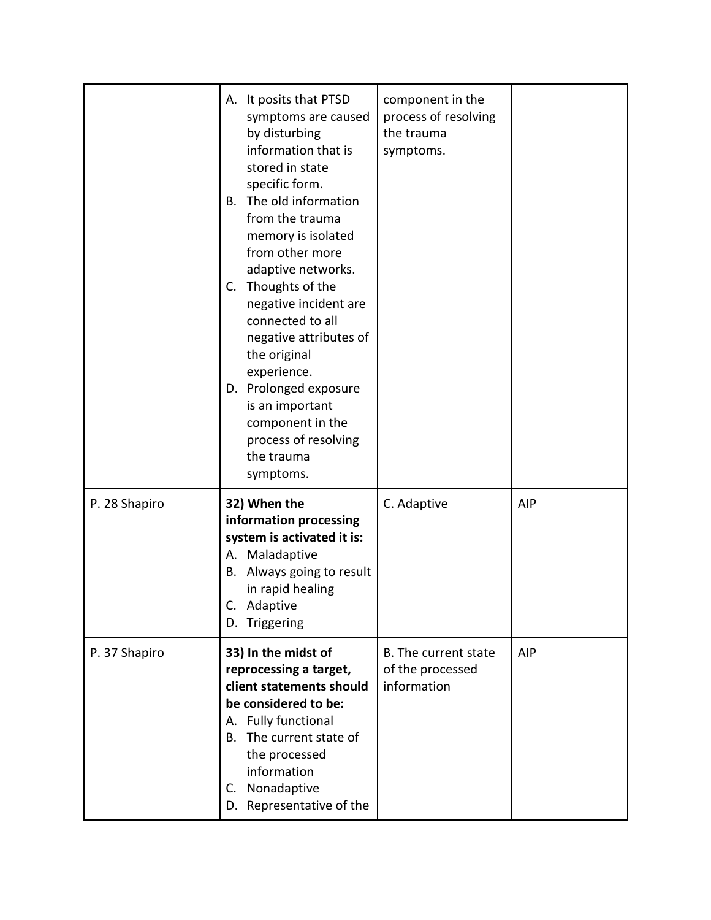|  |  |  |  |
|---|---|---|---|
|  | A. It posits that PTSD symptoms are caused by disturbing information that is stored in state specific form.<br>B. The old information from the trauma memory is isolated from other more adaptive networks.<br>C. Thoughts of the negative incident are connected to all negative attributes of the original experience.<br>D. Prolonged exposure is an important component in the process of resolving the trauma symptoms. | component in the process of resolving the trauma symptoms. |  |
| P. 28 Shapiro | **32) When the information processing system is activated it is:**<br>A. Maladaptive<br>B. Always going to result in rapid healing<br>C. Adaptive<br>D. Triggering | C. Adaptive | AIP |
| P. 37 Shapiro | **33) In the midst of reprocessing a target, client statements should be considered to be:**<br>A. Fully functional<br>B. The current state of the processed information<br>C. Nonadaptive<br>D. Representative of the | B. The current state of the processed information | AIP |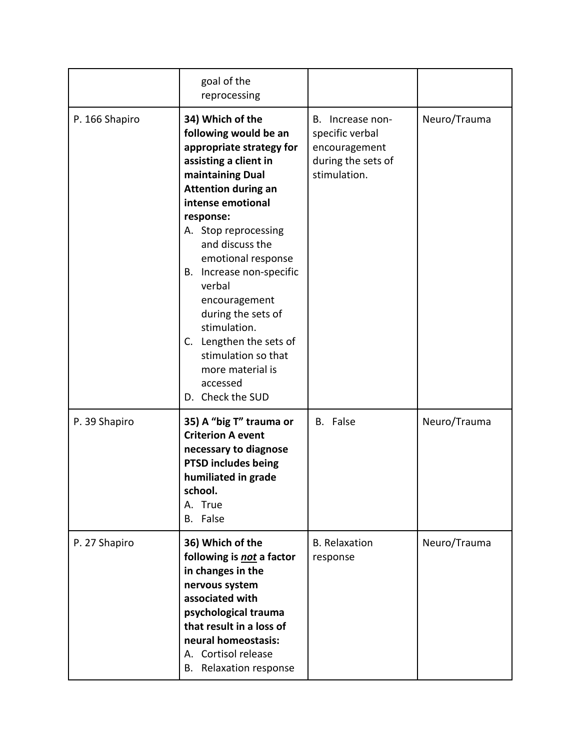| | goal of the reprocessing | | |
|---|---|---|---|
| P. 166 Shapiro | **34) Which of the following would be an appropriate strategy for assisting a client in maintaining Dual Attention during an intense emotional response:**<br>A. Stop reprocessing and discuss the emotional response<br>B. Increase non-specific verbal encouragement during the sets of stimulation.<br>C. Lengthen the sets of stimulation so that more material is accessed<br>D. Check the SUD | B. Increase non-specific verbal encouragement during the sets of stimulation. | Neuro/Trauma |
| P. 39 Shapiro | **35) A "big T" trauma or Criterion A event necessary to diagnose PTSD includes being humiliated in grade school.**<br>A. True<br>B. False | B. False | Neuro/Trauma |
| P. 27 Shapiro | **36) Which of the following is _**not**_ a factor in changes in the nervous system associated with psychological trauma that result in a loss of neural homeostasis:**<br>A. Cortisol release<br>B. Relaxation response | B. Relaxation response | Neuro/Trauma |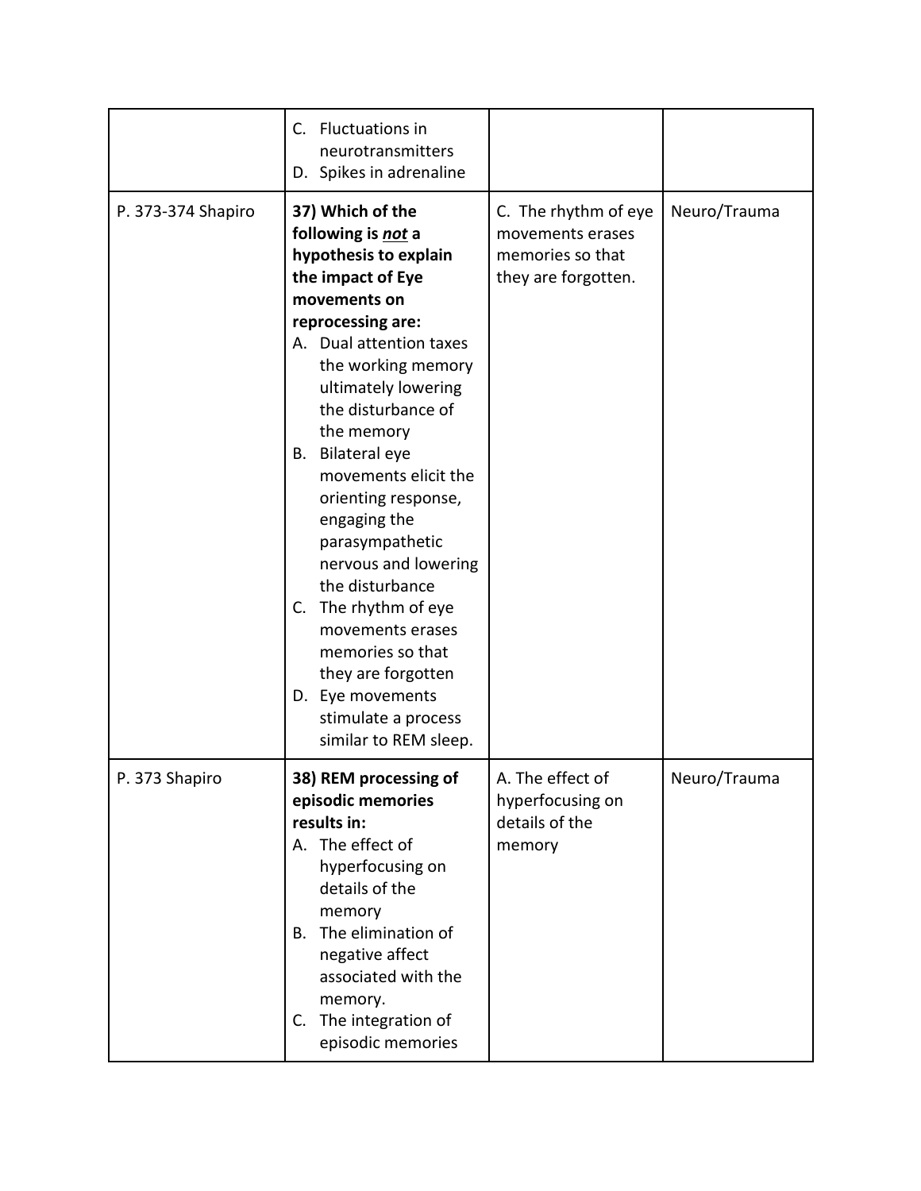| | | | |
|---|---|---|---|
| | C. Fluctuations in neurotransmitters<br>D. Spikes in adrenaline | | |
| P. 373-374 Shapiro | **37) Which of the following is *not* a hypothesis to explain the impact of Eye movements on reprocessing are:**<br>A. Dual attention taxes the working memory ultimately lowering the disturbance of the memory<br>B. Bilateral eye movements elicit the orienting response, engaging the parasympathetic nervous and lowering the disturbance<br>C. The rhythm of eye movements erases memories so that they are forgotten<br>D. Eye movements stimulate a process similar to REM sleep. | C. The rhythm of eye movements erases memories so that they are forgotten. | Neuro/Trauma |
| P. 373 Shapiro | **38) REM processing of episodic memories results in:**<br>A. The effect of hyperfocusing on details of the memory<br>B. The elimination of negative affect associated with the memory.<br>C. The integration of episodic memories | A. The effect of hyperfocusing on details of the memory | Neuro/Trauma |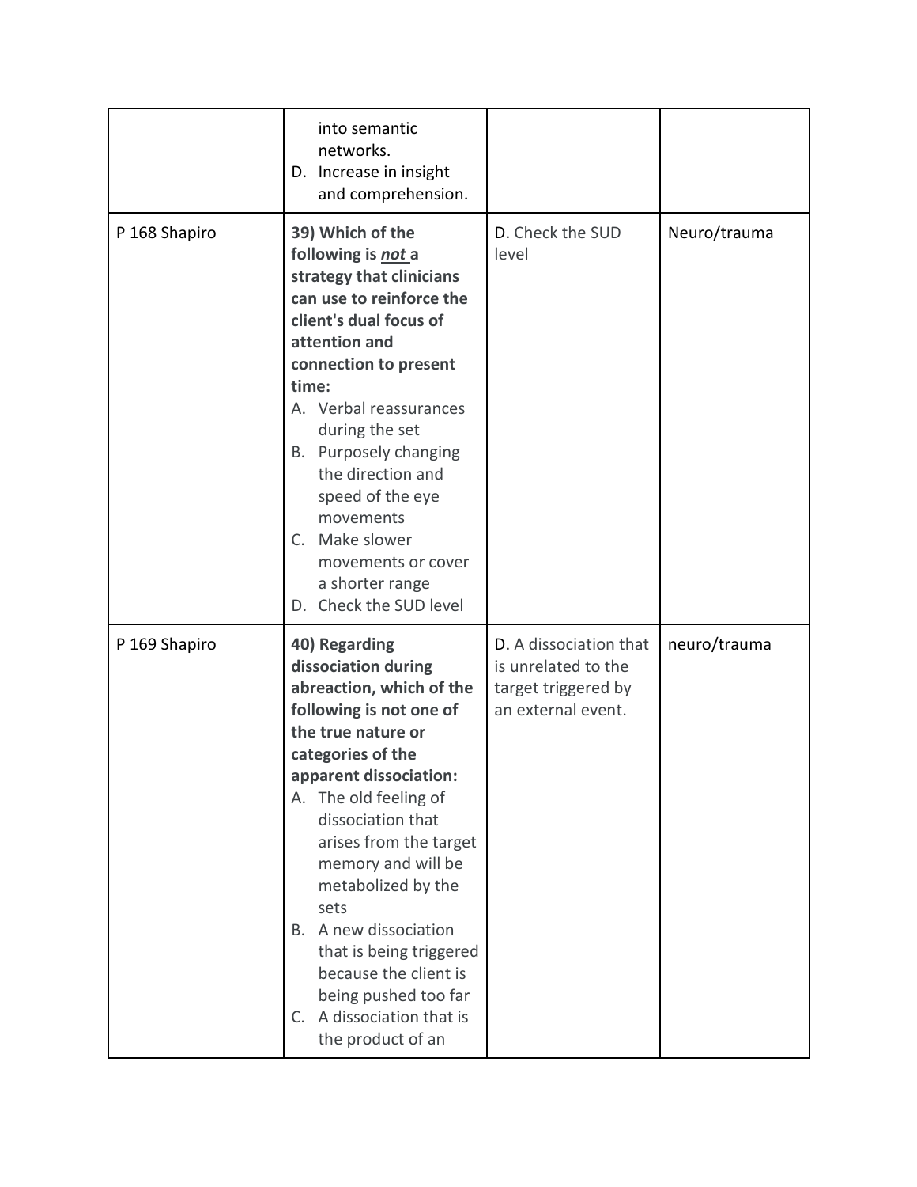| | | | |
|---|---|---|---|
| | into semantic networks.<br>D. Increase in insight and comprehension. | | |
| P 168 Shapiro | **39) Which of the following is *not* a strategy that clinicians can use to reinforce the client's dual focus of attention and connection to present time:**<br>A. Verbal reassurances during the set<br>B. Purposely changing the direction and speed of the eye movements<br>C. Make slower movements or cover a shorter range<br>D. Check the SUD level | **D.** Check the SUD level | Neuro/trauma |
| P 169 Shapiro | **40) Regarding dissociation during abreaction, which of the following is not one of the true nature or categories of the apparent dissociation:**<br>A. The old feeling of dissociation that arises from the target memory and will be metabolized by the sets<br>B. A new dissociation that is being triggered because the client is being pushed too far<br>C. A dissociation that is the product of an | **D.** A dissociation that is unrelated to the target triggered by an external event. | neuro/trauma |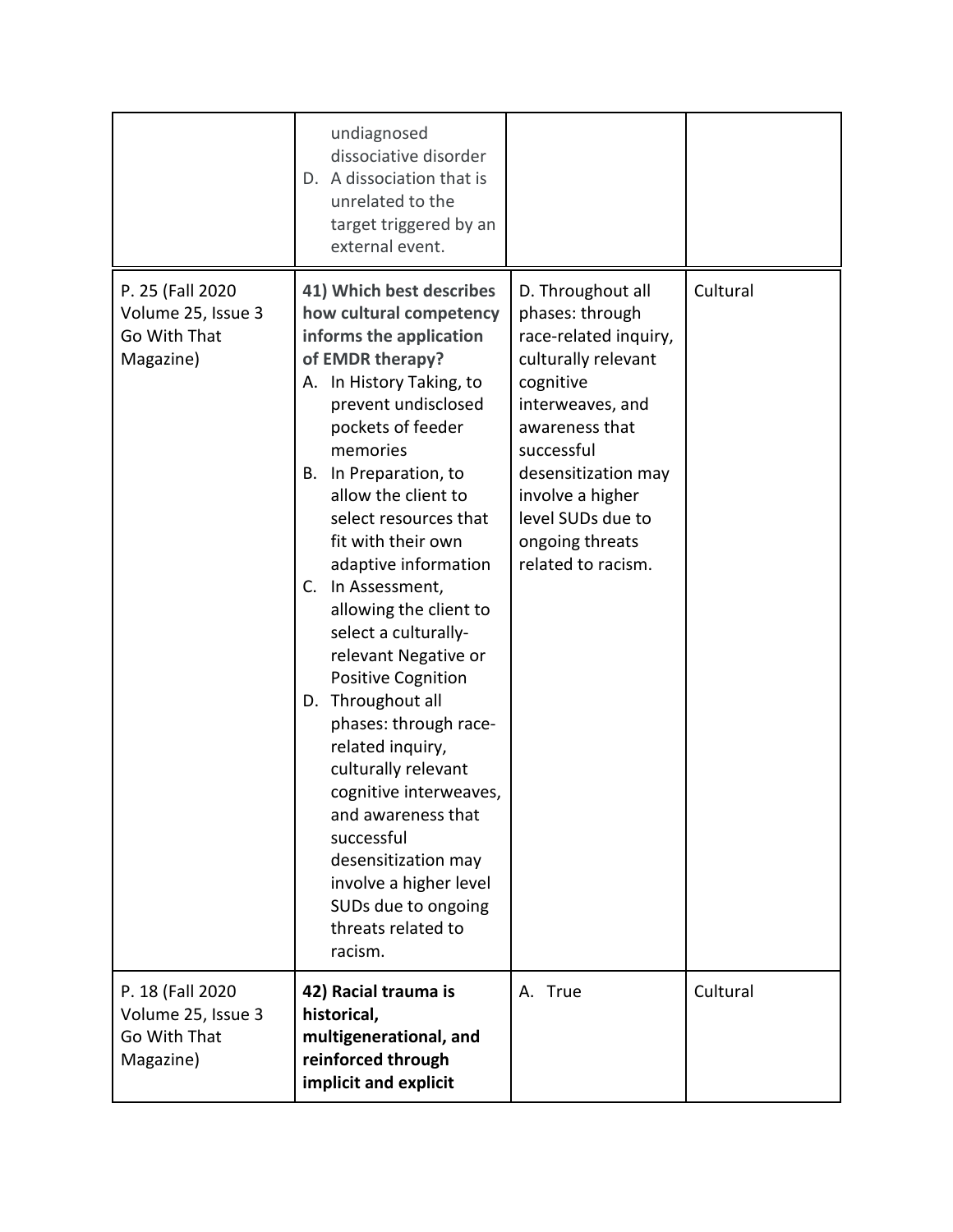| | | | |
|---|---|---|---|
| | undiagnosed dissociative disorder<br>D. A dissociation that is unrelated to the target triggered by an external event. | | |
| P. 25 (Fall 2020 Volume 25, Issue 3 Go With That Magazine) | **41) Which best describes how cultural competency informs the application of EMDR therapy?**<br>A. In History Taking, to prevent undisclosed pockets of feeder memories<br>B. In Preparation, to allow the client to select resources that fit with their own adaptive information<br>C. In Assessment, allowing the client to select a culturally-relevant Negative or Positive Cognition<br>D. Throughout all phases: through race-related inquiry, culturally relevant cognitive interweaves, and awareness that successful desensitization may involve a higher level SUDs due to ongoing threats related to racism. | D. Throughout all phases: through race-related inquiry, culturally relevant cognitive interweaves, and awareness that successful desensitization may involve a higher level SUDs due to ongoing threats related to racism. | Cultural |
| P. 18 (Fall 2020 Volume 25, Issue 3 Go With That Magazine) | **42) Racial trauma is historical, multigenerational, and reinforced through implicit and explicit** | A. True | Cultural |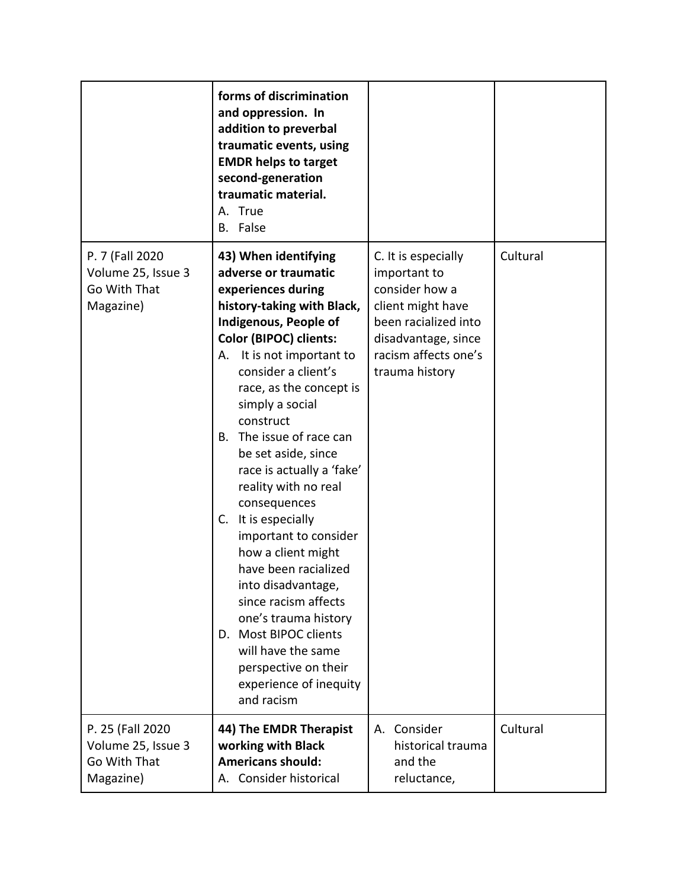| | | | |
|---|---|---|---|
| | **forms of discrimination and oppression. In addition to preverbal traumatic events, using EMDR helps to target second-generation traumatic material.**<br>A. True<br>B. False | | |
| P. 7 (Fall 2020 Volume 25, Issue 3 Go With That Magazine) | **43) When identifying adverse or traumatic experiences during history-taking with Black, Indigenous, People of Color (BIPOC) clients:**<br>A. It is not important to consider a client's race, as the concept is simply a social construct<br>B. The issue of race can be set aside, since race is actually a 'fake' reality with no real consequences<br>C. It is especially important to consider how a client might have been racialized into disadvantage, since racism affects one's trauma history<br>D. Most BIPOC clients will have the same perspective on their experience of inequity and racism | C. It is especially important to consider how a client might have been racialized into disadvantage, since racism affects one's trauma history | Cultural |
| P. 25 (Fall 2020 Volume 25, Issue 3 Go With That Magazine) | **44) The EMDR Therapist working with Black Americans should:**<br>A. Consider historical | A. Consider historical trauma and the reluctance, | Cultural |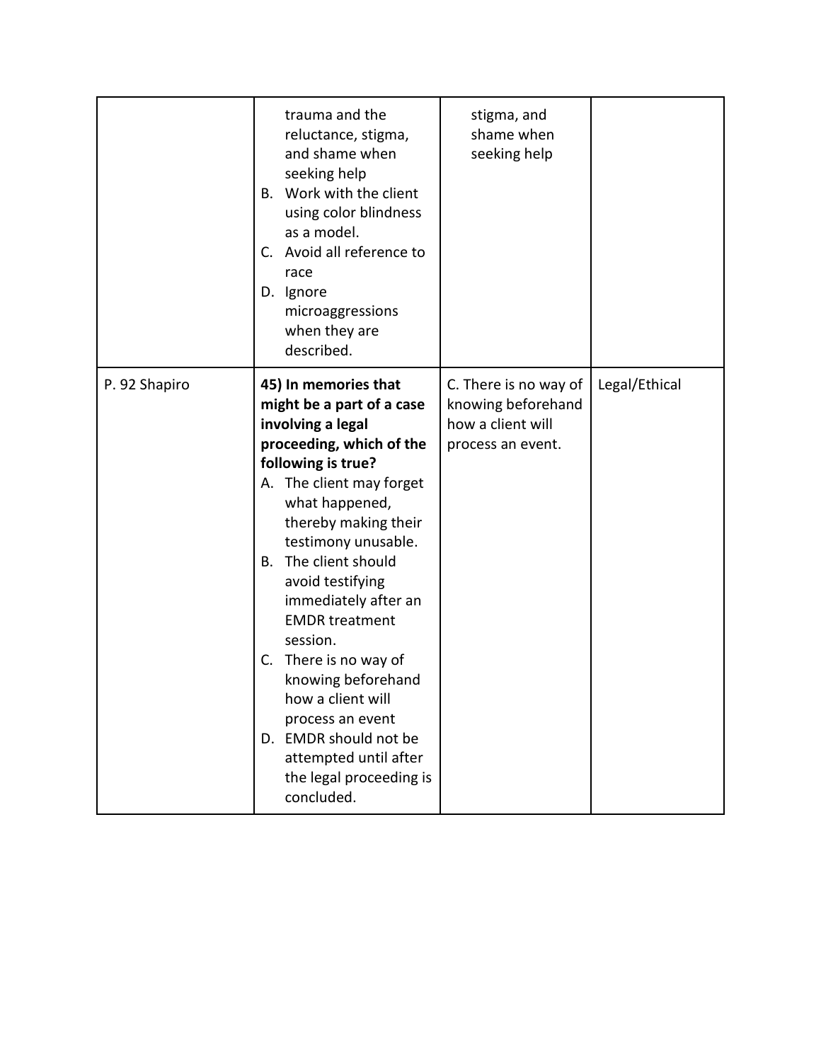| | trauma and the reluctance, stigma, and shame when seeking help<br>B. Work with the client using color blindness as a model.<br>C. Avoid all reference to race<br>D. Ignore microaggressions when they are described. | stigma, and shame when seeking help | |
|---|---|---|---|
| P. 92 Shapiro | **45) In memories that might be a part of a case involving a legal proceeding, which of the following is true?**<br>A. The client may forget what happened, thereby making their testimony unusable.<br>B. The client should avoid testifying immediately after an EMDR treatment session.<br>C. There is no way of knowing beforehand how a client will process an event<br>D. EMDR should not be attempted until after the legal proceeding is concluded. | C. There is no way of knowing beforehand how a client will process an event. | Legal/Ethical |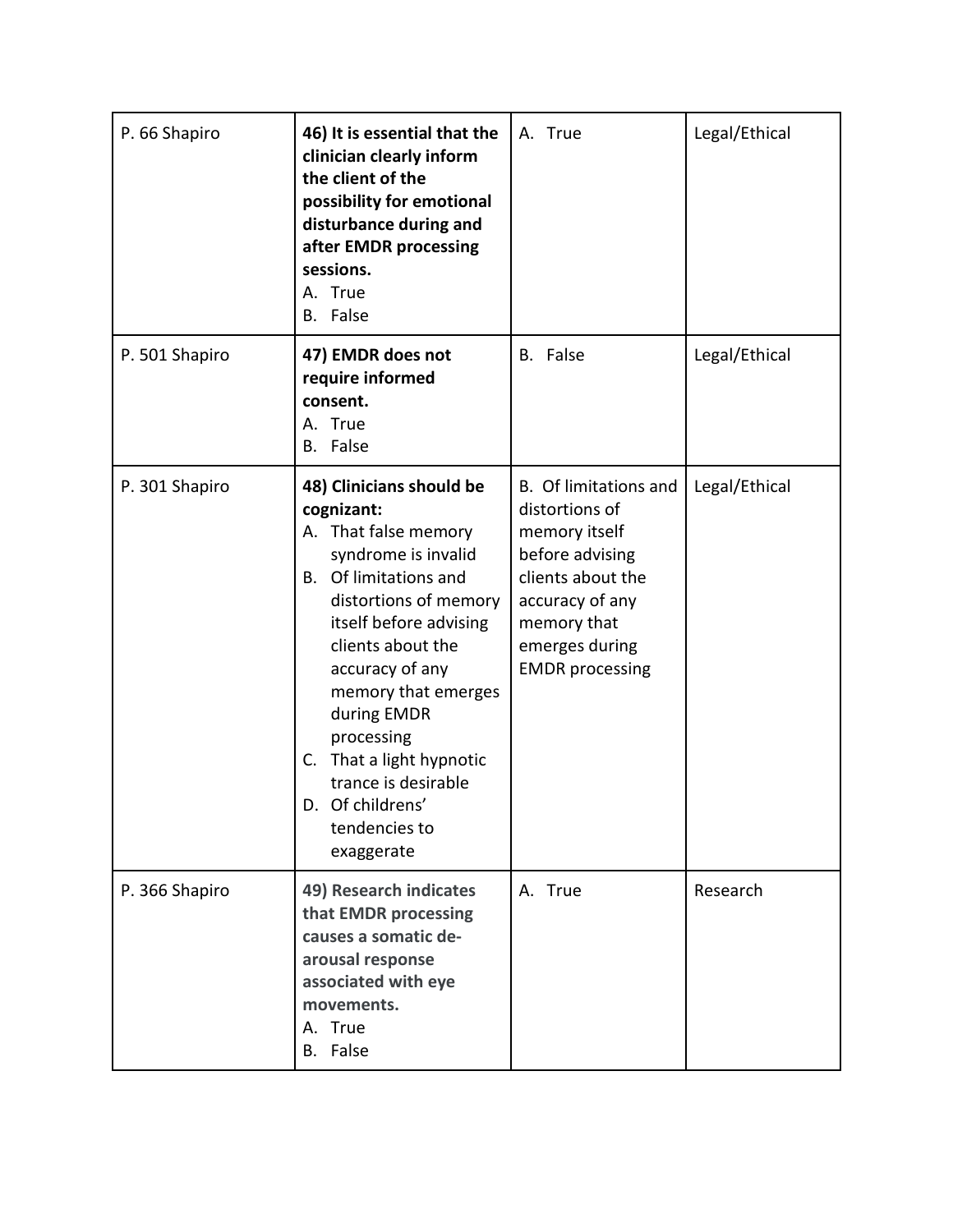| P. 66 Shapiro | **46) It is essential that the clinician clearly inform the client of the possibility for emotional disturbance during and after EMDR processing sessions.**<br>A. True<br>B. False | A. True | Legal/Ethical |
|---|---|---|---|
| P. 501 Shapiro | **47) EMDR does not require informed consent.**<br>A. True<br>B. False | B. False | Legal/Ethical |
| P. 301 Shapiro | **48) Clinicians should be cognizant:**<br>A. That false memory syndrome is invalid<br>B. Of limitations and distortions of memory itself before advising clients about the accuracy of any memory that emerges during EMDR processing<br>C. That a light hypnotic trance is desirable<br>D. Of childrens' tendencies to exaggerate | B. Of limitations and distortions of memory itself before advising clients about the accuracy of any memory that emerges during EMDR processing | Legal/Ethical |
| P. 366 Shapiro | **49) Research indicates that EMDR processing causes a somatic de-arousal response associated with eye movements.**<br>A. True<br>B. False | A. True | Research |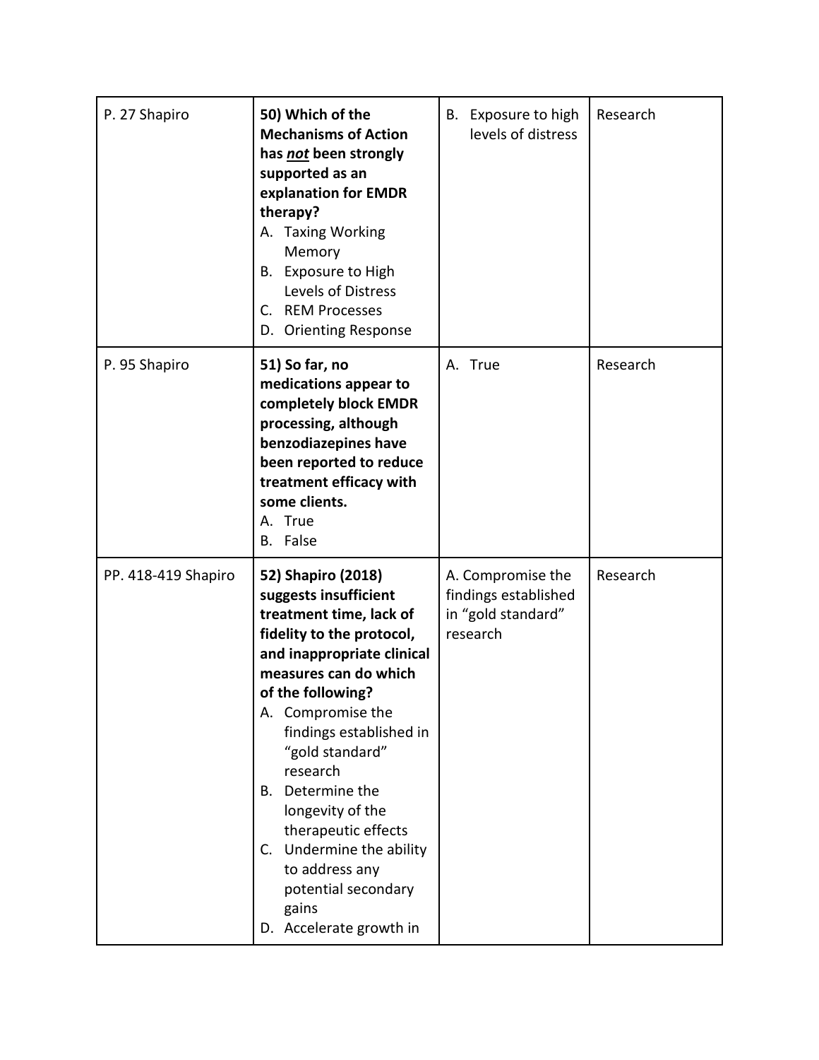| | | | |
|---|---|---|---|
| P. 27 Shapiro | **50) Which of the Mechanisms of Action has *not* been strongly supported as an explanation for EMDR therapy?**<br>A. Taxing Working Memory<br>B. Exposure to High Levels of Distress<br>C. REM Processes<br>D. Orienting Response | B. Exposure to high levels of distress | Research |
| P. 95 Shapiro | **51) So far, no medications appear to completely block EMDR processing, although benzodiazepines have been reported to reduce treatment efficacy with some clients.**<br>A. True<br>B. False | A. True | Research |
| PP. 418-419 Shapiro | **52) Shapiro (2018) suggests insufficient treatment time, lack of fidelity to the protocol, and inappropriate clinical measures can do which of the following?**<br>A. Compromise the findings established in "gold standard" research<br>B. Determine the longevity of the therapeutic effects<br>C. Undermine the ability to address any potential secondary gains<br>D. Accelerate growth in | A. Compromise the findings established in "gold standard" research | Research |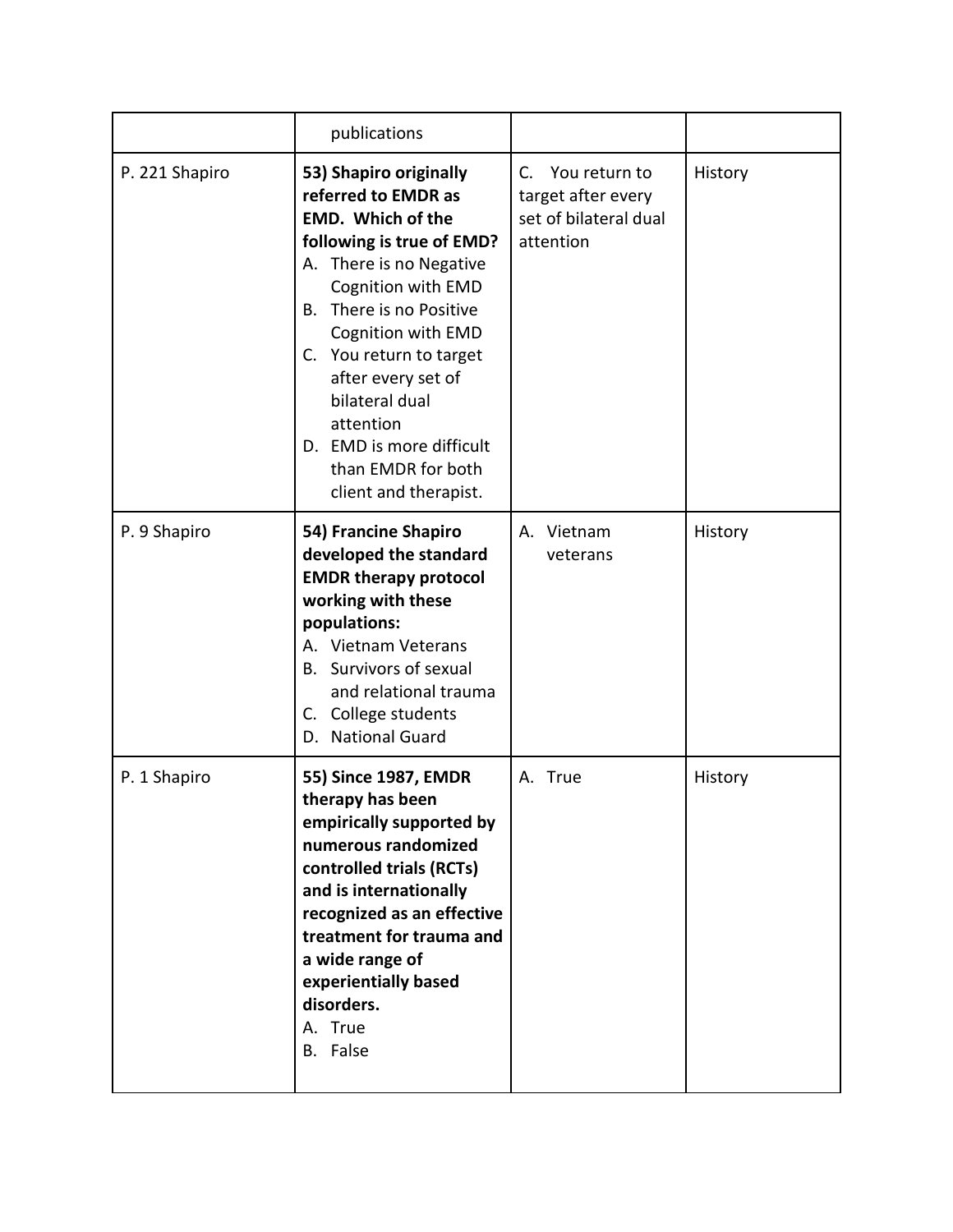| | | | |
|---|---|---|---|
| | publications | | |
| P. 221 Shapiro | **53) Shapiro originally referred to EMDR as EMD. Which of the following is true of EMD?**<br>A. There is no Negative Cognition with EMD<br>B. There is no Positive Cognition with EMD<br>C. You return to target after every set of bilateral dual attention<br>D. EMD is more difficult than EMDR for both client and therapist. | C. You return to target after every set of bilateral dual attention | History |
| P. 9 Shapiro | **54) Francine Shapiro developed the standard EMDR therapy protocol working with these populations:**<br>A. Vietnam Veterans<br>B. Survivors of sexual and relational trauma<br>C. College students<br>D. National Guard | A. Vietnam veterans | History |
| P. 1 Shapiro | **55) Since 1987, EMDR therapy has been empirically supported by numerous randomized controlled trials (RCTs) and is internationally recognized as an effective treatment for trauma and a wide range of experientially based disorders.**<br>A. True<br>B. False | A. True | History |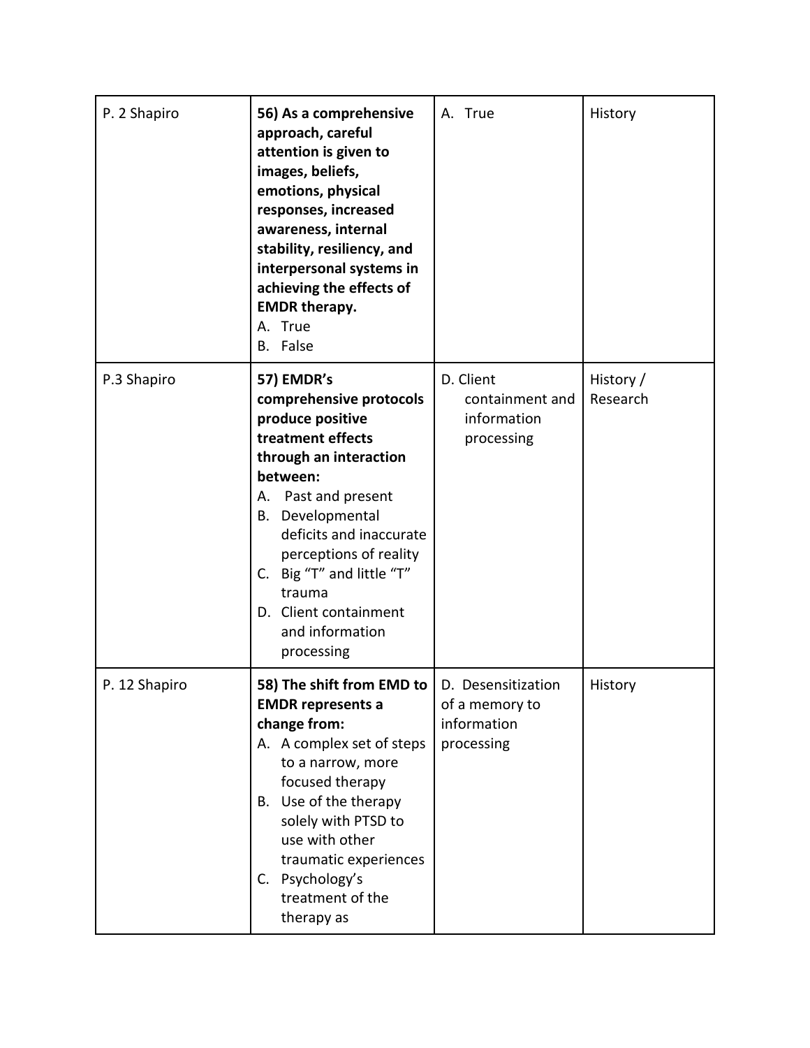| P. 2 Shapiro | **56) As a comprehensive approach, careful attention is given to images, beliefs, emotions, physical responses, increased awareness, internal stability, resiliency, and interpersonal systems in achieving the effects of EMDR therapy.**<br>A. True<br>B. False | A. True | History |
|---|---|---|---|
| P.3 Shapiro | **57) EMDR's comprehensive protocols produce positive treatment effects through an interaction between:**<br>A. Past and present<br>B. Developmental deficits and inaccurate perceptions of reality<br>C. Big "T" and little "T" trauma<br>D. Client containment and information processing | D. Client containment and information processing | History / Research |
| P. 12 Shapiro | **58) The shift from EMD to EMDR represents a change from:**<br>A. A complex set of steps to a narrow, more focused therapy<br>B. Use of the therapy solely with PTSD to use with other traumatic experiences<br>C. Psychology's treatment of the therapy as | D. Desensitization of a memory to information processing | History |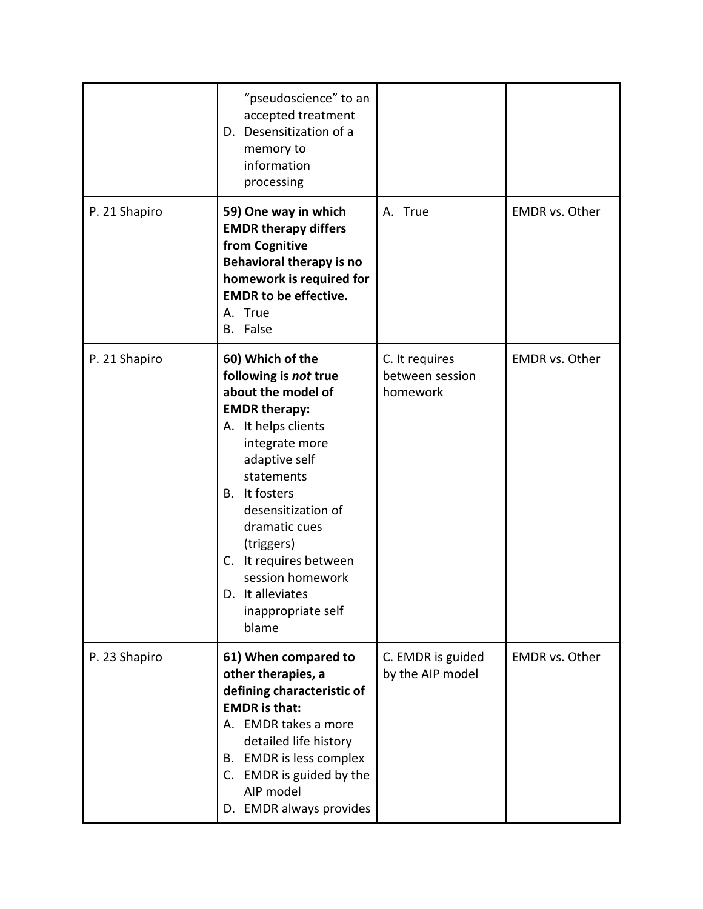| | "pseudoscience" to an accepted treatment<br>D. Desensitization of a memory to information processing | | |
|---|---|---|---|
| P. 21 Shapiro | **59) One way in which EMDR therapy differs from Cognitive Behavioral therapy is no homework is required for EMDR to be effective.**<br>A. True<br>B. False | A. True | EMDR vs. Other |
| P. 21 Shapiro | **60) Which of the following is *not* true about the model of EMDR therapy:**<br>A. It helps clients integrate more adaptive self statements<br>B. It fosters desensitization of dramatic cues (triggers)<br>C. It requires between session homework<br>D. It alleviates inappropriate self blame | C. It requires between session homework | EMDR vs. Other |
| P. 23 Shapiro | **61) When compared to other therapies, a defining characteristic of EMDR is that:**<br>A. EMDR takes a more detailed life history<br>B. EMDR is less complex<br>C. EMDR is guided by the AIP model<br>D. EMDR always provides | C. EMDR is guided by the AIP model | EMDR vs. Other |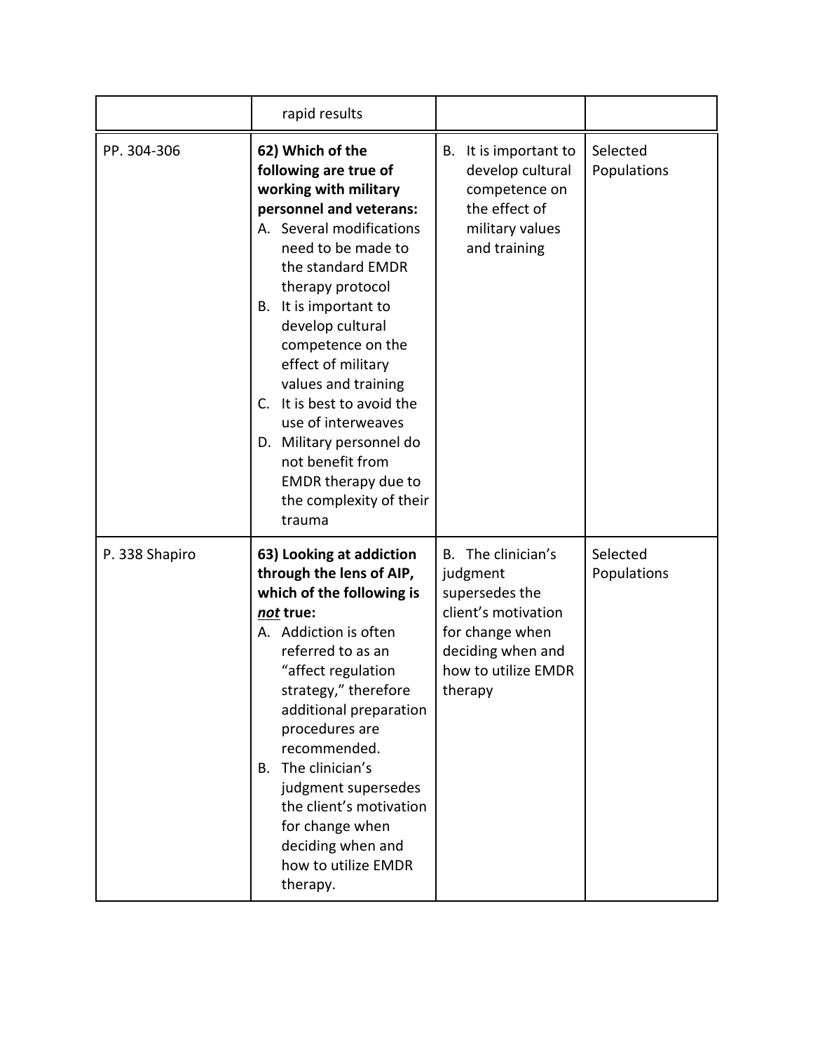| | | | |
|---|---|---|---|
| | rapid results | | |
| PP. 304-306 | **62) Which of the following are true of working with military personnel and veterans:**<br>A. Several modifications need to be made to the standard EMDR therapy protocol<br>B. It is important to develop cultural competence on the effect of military values and training<br>C. It is best to avoid the use of interweaves<br>D. Military personnel do not benefit from EMDR therapy due to the complexity of their trauma | B. It is important to develop cultural competence on the effect of military values and training | Selected Populations |
| P. 338 Shapiro | **63) Looking at addiction through the lens of AIP, which of the following is *<u>not</u>* true:**<br>A. Addiction is often referred to as an "affect regulation strategy," therefore additional preparation procedures are recommended.<br>B. The clinician's judgment supersedes the client's motivation for change when deciding when and how to utilize EMDR therapy. | B. The clinician's judgment supersedes the client's motivation for change when deciding when and how to utilize EMDR therapy | Selected Populations |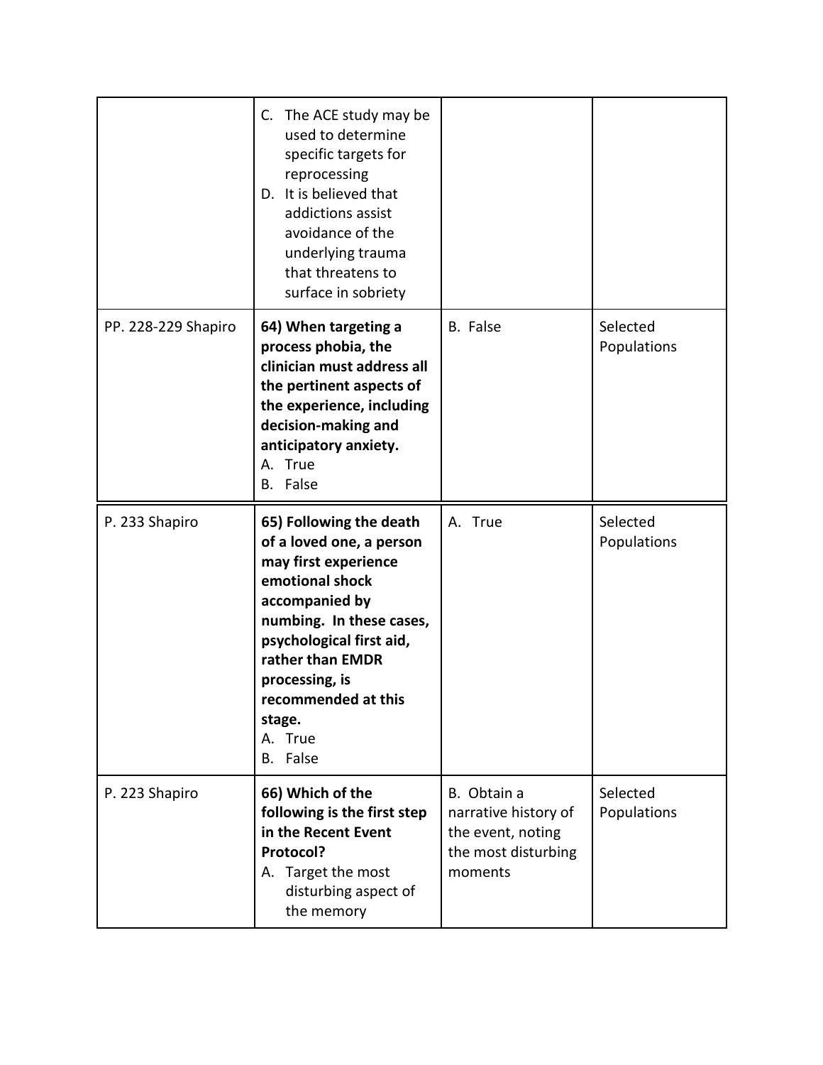| | | | |
|---|---|---|---|
| | C. The ACE study may be used to determine specific targets for reprocessing<br>D. It is believed that addictions assist avoidance of the underlying trauma that threatens to surface in sobriety | | |
| PP. 228-229 Shapiro | **64) When targeting a process phobia, the clinician must address all the pertinent aspects of the experience, including decision-making and anticipatory anxiety.**<br>A. True<br>B. False | B. False | Selected Populations |
| P. 233 Shapiro | **65) Following the death of a loved one, a person may first experience emotional shock accompanied by numbing. In these cases, psychological first aid, rather than EMDR processing, is recommended at this stage.**<br>A. True<br>B. False | A. True | Selected Populations |
| P. 223 Shapiro | **66) Which of the following is the first step in the Recent Event Protocol?**<br>A. Target the most disturbing aspect of the memory | B. Obtain a narrative history of the event, noting the most disturbing moments | Selected Populations |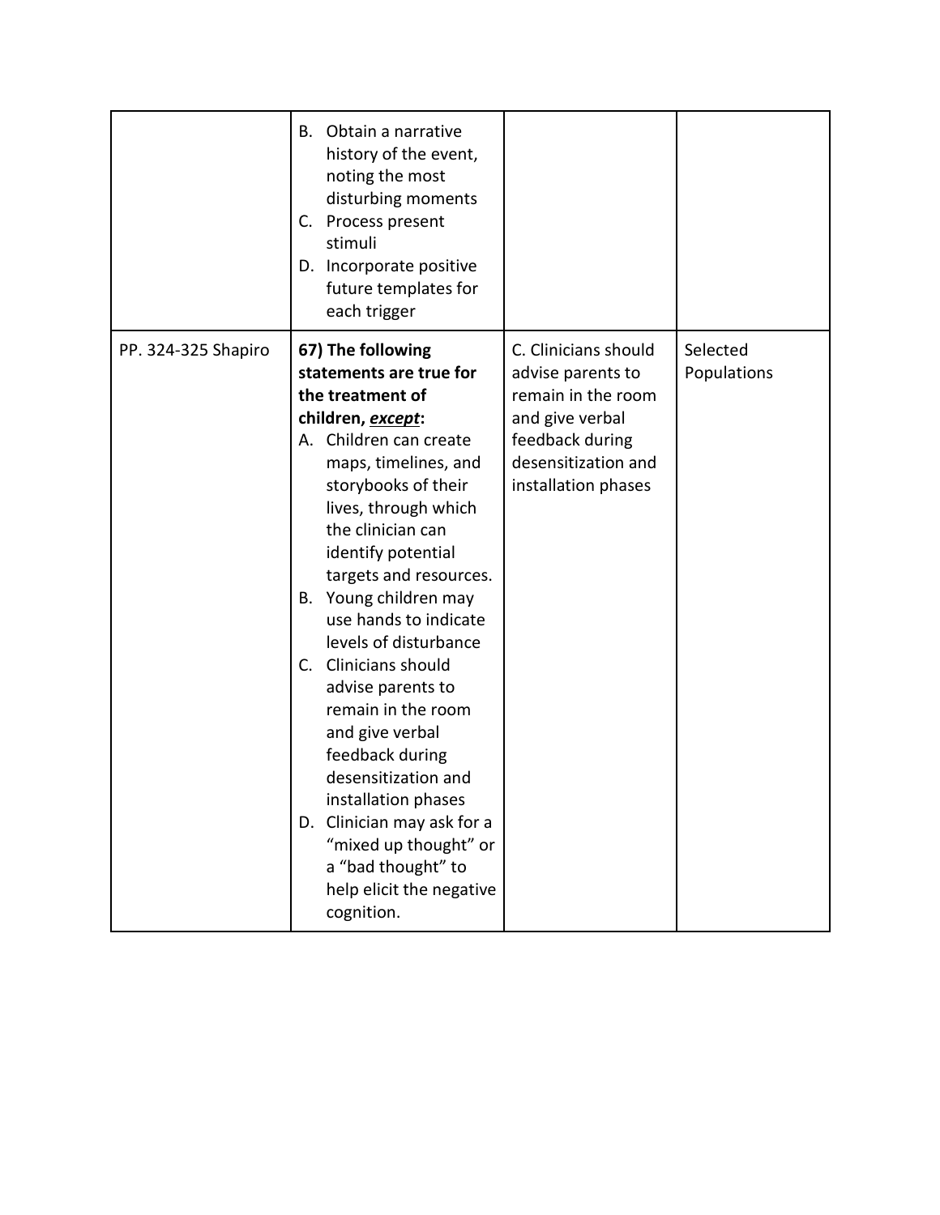| | | | |
|---|---|---|---|
| | B. Obtain a narrative history of the event, noting the most disturbing moments<br>C. Process present stimuli<br>D. Incorporate positive future templates for each trigger | | |
| PP. 324-325 Shapiro | **67) The following statements are true for the treatment of children, *except*:**<br>A. Children can create maps, timelines, and storybooks of their lives, through which the clinician can identify potential targets and resources.<br>B. Young children may use hands to indicate levels of disturbance<br>C. Clinicians should advise parents to remain in the room and give verbal feedback during desensitization and installation phases<br>D. Clinician may ask for a "mixed up thought" or a "bad thought" to help elicit the negative cognition. | C. Clinicians should advise parents to remain in the room and give verbal feedback during desensitization and installation phases | Selected Populations |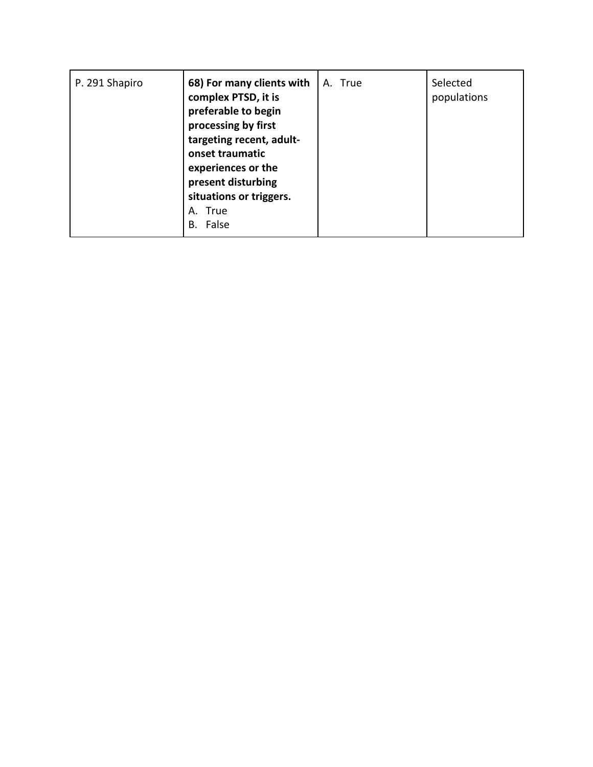| | | | |
|---|---|---|---|
| P. 291 Shapiro | **68) For many clients with complex PTSD, it is preferable to begin processing by first targeting recent, adult-onset traumatic experiences or the present disturbing situations or triggers.**<br>A. True<br>B. False | A. True | Selected populations |